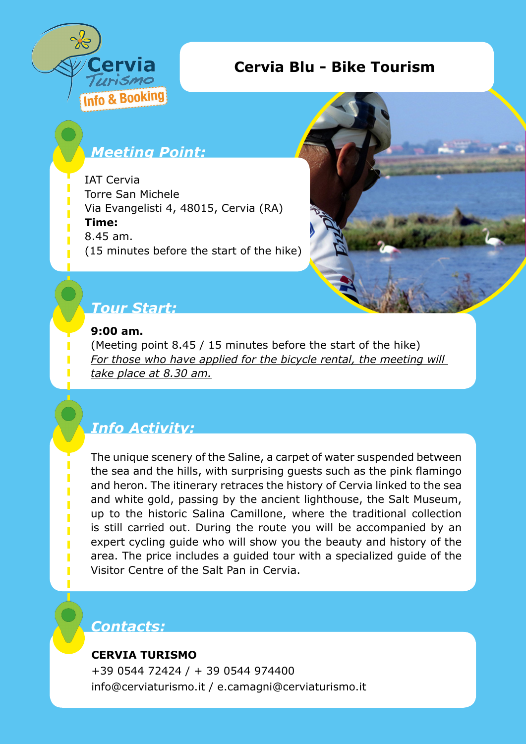Cervia Turismo

Info & Booking

# Cervia Blu - Bike Tourism

## *Meeting Point:*

IAT Cervia
Torre San Michele
Via Evangelisti 4, 48015, Cervia (RA)
**Time:**
8.45 am.
(15 minutes before the start of the hike)

## *Tour Start:*

**9:00 am.**
(Meeting point 8.45 / 15 minutes before the start of the hike)
*For those who have applied for the bicycle rental, the meeting will take place at 8.30 am.*

## *Info Activity:*

The unique scenery of the Saline, a carpet of water suspended between the sea and the hills, with surprising guests such as the pink flamingo and heron. The itinerary retraces the history of Cervia linked to the sea and white gold, passing by the ancient lighthouse, the Salt Museum, up to the historic Salina Camillone, where the traditional collection is still carried out. During the route you will be accompanied by an expert cycling guide who will show you the beauty and history of the area. The price includes a guided tour with a specialized guide of the Visitor Centre of the Salt Pan in Cervia.

## *Contacts:*

**CERVIA TURISMO**
+39 0544 72424 / + 39 0544 974400
info@cerviaturismo.it / e.camagni@cerviaturismo.it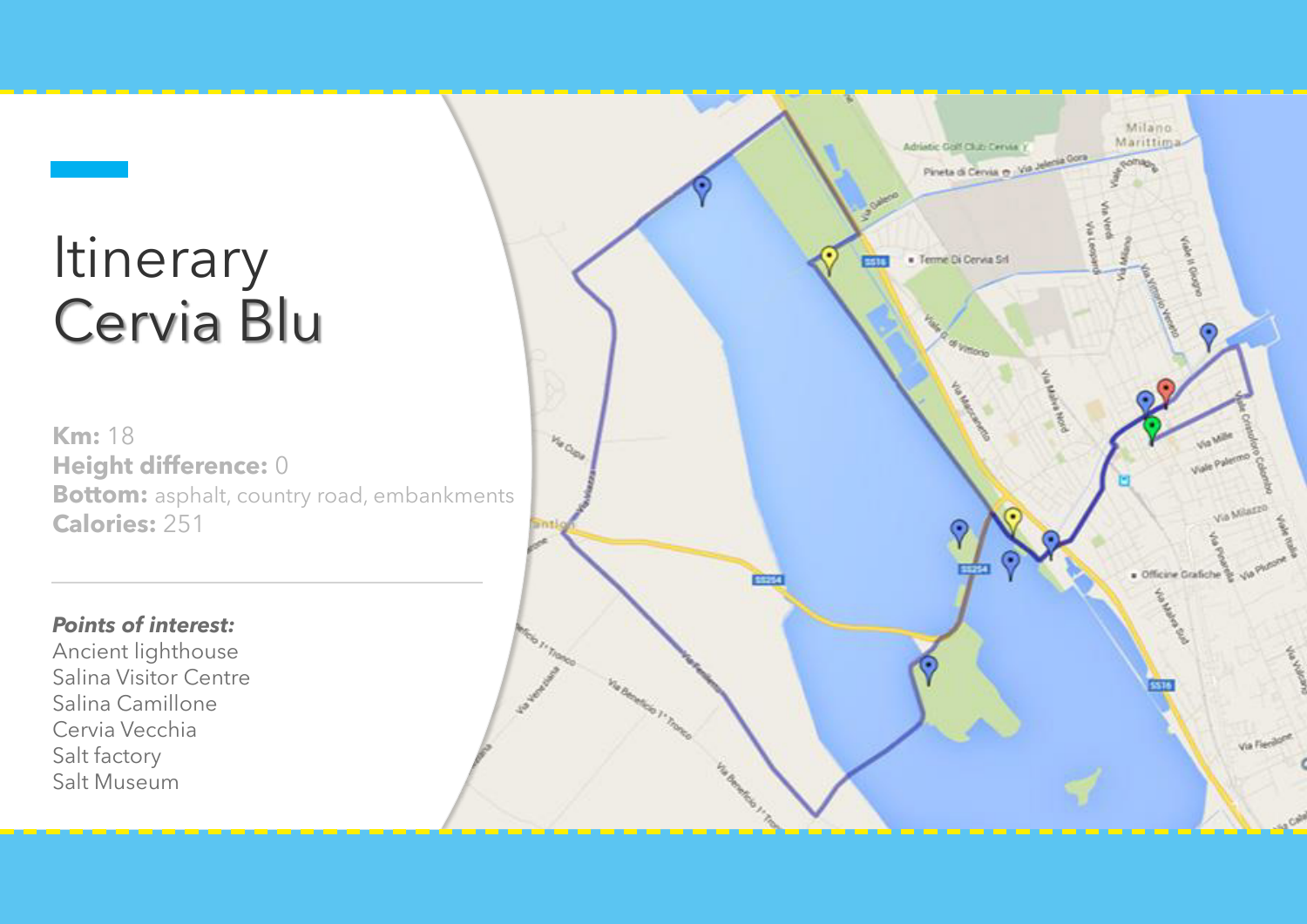# Itinerary Cervia Blu

**Km:** 18
**Height difference:** 0
**Bottom:** asphalt, country road, embankments
**Calories:** 251

***Points of interest:***
Ancient lighthouse
Salina Visitor Centre
Salina Camillone
Cervia Vecchia
Salt factory
Salt Museum